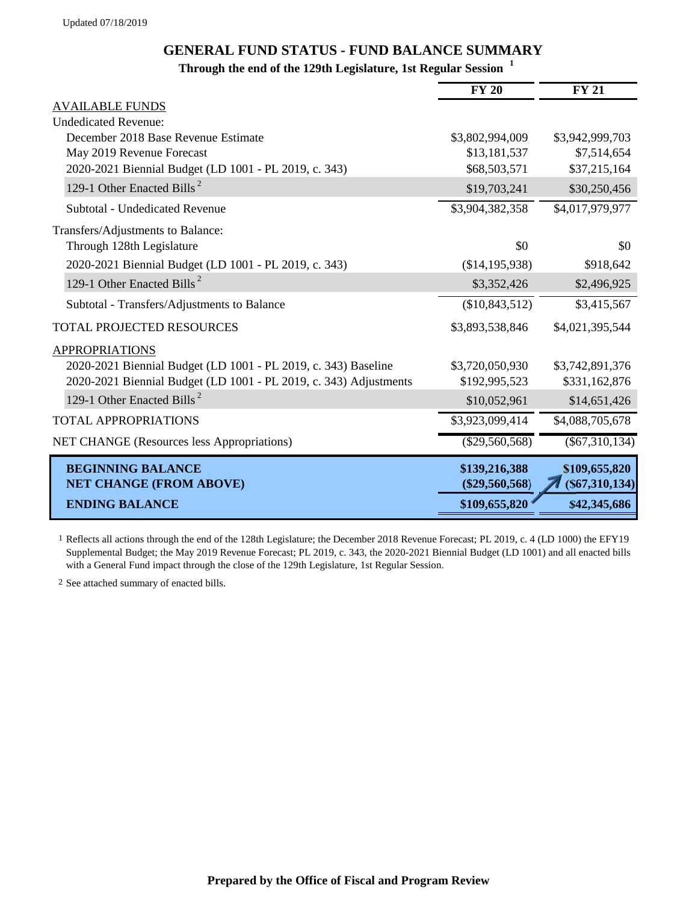Updated 07/18/2019

# GENERAL FUND STATUS - FUND BALANCE SUMMARY

### Through the end of the 129th Legislature, 1st Regular Session [1]

| | FY 20 | FY 21 |
|---|---|---|
| AVAILABLE FUNDS | | |
| Undedicated Revenue: | | |
| December 2018 Base Revenue Estimate | $3,802,994,009 | $3,942,999,703 |
| May 2019 Revenue Forecast | $13,181,537 | $7,514,654 |
| 2020-2021 Biennial Budget (LD 1001 - PL 2019, c. 343) | $68,503,571 | $37,215,164 |
| 129-1 Other Enacted Bills [2] | $19,703,241 | $30,250,456 |
| Subtotal - Undedicated Revenue | $3,904,382,358 | $4,017,979,977 |
| Transfers/Adjustments to Balance: | | |
| Through 128th Legislature | $0 | $0 |
| 2020-2021 Biennial Budget (LD 1001 - PL 2019, c. 343) | ($14,195,938) | $918,642 |
| 129-1 Other Enacted Bills [2] | $3,352,426 | $2,496,925 |
| Subtotal - Transfers/Adjustments to Balance | ($10,843,512) | $3,415,567 |
| TOTAL PROJECTED RESOURCES | $3,893,538,846 | $4,021,395,544 |
| APPROPRIATIONS | | |
| 2020-2021 Biennial Budget (LD 1001 - PL 2019, c. 343) Baseline | $3,720,050,930 | $3,742,891,376 |
| 2020-2021 Biennial Budget (LD 1001 - PL 2019, c. 343) Adjustments | $192,995,523 | $331,162,876 |
| 129-1 Other Enacted Bills [2] | $10,052,961 | $14,651,426 |
| TOTAL APPROPRIATIONS | $3,923,099,414 | $4,088,705,678 |
| NET CHANGE (Resources less Appropriations) | ($29,560,568) | ($67,310,134) |
| **BEGINNING BALANCE** | **$139,216,388** | **$109,655,820** |
| **NET CHANGE (FROM ABOVE)** | **($29,560,568)** | **($67,310,134)** |
| **ENDING BALANCE** | **$109,655,820** | **$42,345,686** |

1 Reflects all actions through the end of the 128th Legislature; the December 2018 Revenue Forecast; PL 2019, c. 4 (LD 1000) the EFY19 Supplemental Budget; the May 2019 Revenue Forecast; PL 2019, c. 343, the 2020-2021 Biennial Budget (LD 1001) and all enacted bills with a General Fund impact through the close of the 129th Legislature, 1st Regular Session.

2 See attached summary of enacted bills.

**Prepared by the Office of Fiscal and Program Review**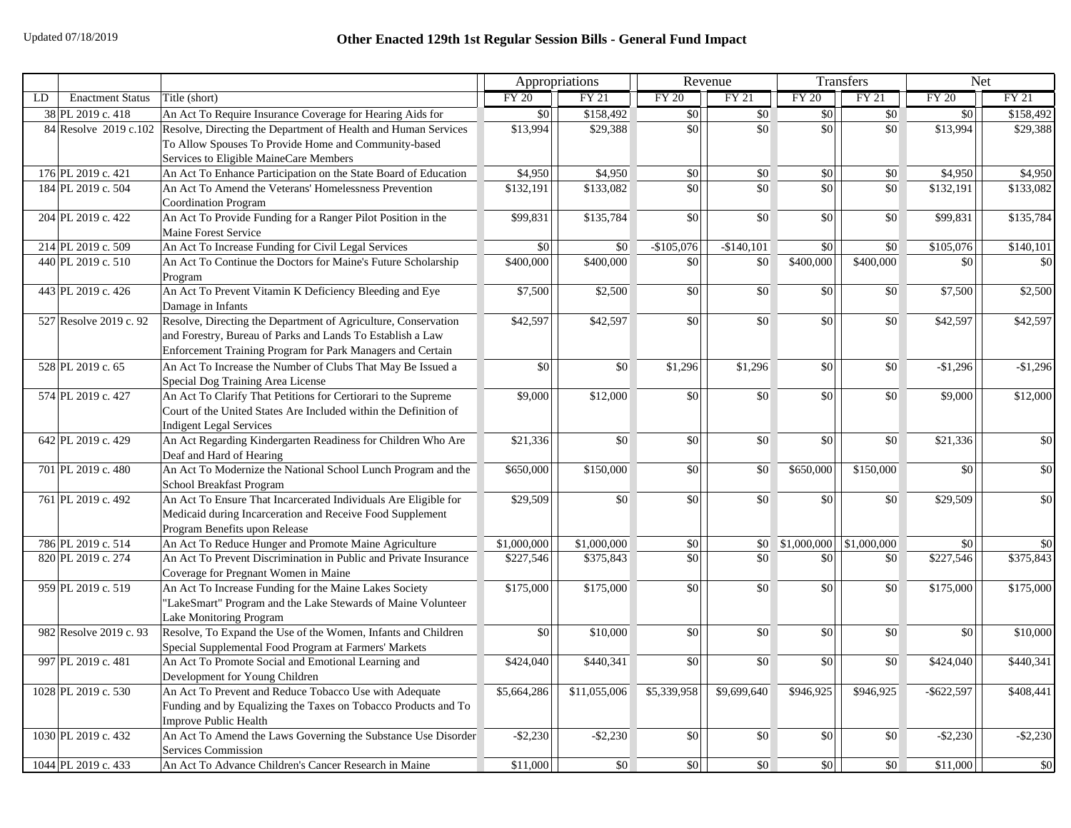Updated 07/18/2019

## Other Enacted 129th 1st Regular Session Bills - General Fund Impact

| | | | Appropriations | | Revenue | | Transfers | | Net | |
|---|---|---|---|---|---|---|---|---|---|---|
| LD | Enactment Status | Title (short) | FY 20 | FY 21 | FY 20 | FY 21 | FY 20 | FY 21 | FY 20 | FY 21 |
| 38 | PL 2019 c. 418 | An Act To Require Insurance Coverage for Hearing Aids for | $0 | $158,492 | $0 | $0 | $0 | $0 | $0 | $158,492 |
| 84 | Resolve 2019 c.102 | Resolve, Directing the Department of Health and Human Services To Allow Spouses To Provide Home and Community-based Services to Eligible MaineCare Members | $13,994 | $29,388 | $0 | $0 | $0 | $0 | $13,994 | $29,388 |
| 176 | PL 2019 c. 421 | An Act To Enhance Participation on the State Board of Education | $4,950 | $4,950 | $0 | $0 | $0 | $0 | $4,950 | $4,950 |
| 184 | PL 2019 c. 504 | An Act To Amend the Veterans' Homelessness Prevention Coordination Program | $132,191 | $133,082 | $0 | $0 | $0 | $0 | $132,191 | $133,082 |
| 204 | PL 2019 c. 422 | An Act To Provide Funding for a Ranger Pilot Position in the Maine Forest Service | $99,831 | $135,784 | $0 | $0 | $0 | $0 | $99,831 | $135,784 |
| 214 | PL 2019 c. 509 | An Act To Increase Funding for Civil Legal Services | $0 | $0 | -$105,076 | -$140,101 | $0 | $0 | $105,076 | $140,101 |
| 440 | PL 2019 c. 510 | An Act To Continue the Doctors for Maine's Future Scholarship Program | $400,000 | $400,000 | $0 | $0 | $400,000 | $400,000 | $0 | $0 |
| 443 | PL 2019 c. 426 | An Act To Prevent Vitamin K Deficiency Bleeding and Eye Damage in Infants | $7,500 | $2,500 | $0 | $0 | $0 | $0 | $7,500 | $2,500 |
| 527 | Resolve 2019 c. 92 | Resolve, Directing the Department of Agriculture, Conservation and Forestry, Bureau of Parks and Lands To Establish a Law Enforcement Training Program for Park Managers and Certain | $42,597 | $42,597 | $0 | $0 | $0 | $0 | $42,597 | $42,597 |
| 528 | PL 2019 c. 65 | An Act To Increase the Number of Clubs That May Be Issued a Special Dog Training Area License | $0 | $0 | $1,296 | $1,296 | $0 | $0 | -$1,296 | -$1,296 |
| 574 | PL 2019 c. 427 | An Act To Clarify That Petitions for Certiorari to the Supreme Court of the United States Are Included within the Definition of Indigent Legal Services | $9,000 | $12,000 | $0 | $0 | $0 | $0 | $9,000 | $12,000 |
| 642 | PL 2019 c. 429 | An Act Regarding Kindergarten Readiness for Children Who Are Deaf and Hard of Hearing | $21,336 | $0 | $0 | $0 | $0 | $0 | $21,336 | $0 |
| 701 | PL 2019 c. 480 | An Act To Modernize the National School Lunch Program and the School Breakfast Program | $650,000 | $150,000 | $0 | $0 | $650,000 | $150,000 | $0 | $0 |
| 761 | PL 2019 c. 492 | An Act To Ensure That Incarcerated Individuals Are Eligible for Medicaid during Incarceration and Receive Food Supplement Program Benefits upon Release | $29,509 | $0 | $0 | $0 | $0 | $0 | $29,509 | $0 |
| 786 | PL 2019 c. 514 | An Act To Reduce Hunger and Promote Maine Agriculture | $1,000,000 | $1,000,000 | $0 | $0 | $1,000,000 | $1,000,000 | $0 | $0 |
| 820 | PL 2019 c. 274 | An Act To Prevent Discrimination in Public and Private Insurance Coverage for Pregnant Women in Maine | $227,546 | $375,843 | $0 | $0 | $0 | $0 | $227,546 | $375,843 |
| 959 | PL 2019 c. 519 | An Act To Increase Funding for the Maine Lakes Society "LakeSmart" Program and the Lake Stewards of Maine Volunteer Lake Monitoring Program | $175,000 | $175,000 | $0 | $0 | $0 | $0 | $175,000 | $175,000 |
| 982 | Resolve 2019 c. 93 | Resolve, To Expand the Use of the Women, Infants and Children Special Supplemental Food Program at Farmers' Markets | $0 | $10,000 | $0 | $0 | $0 | $0 | $0 | $10,000 |
| 997 | PL 2019 c. 481 | An Act To Promote Social and Emotional Learning and Development for Young Children | $424,040 | $440,341 | $0 | $0 | $0 | $0 | $424,040 | $440,341 |
| 1028 | PL 2019 c. 530 | An Act To Prevent and Reduce Tobacco Use with Adequate Funding and by Equalizing the Taxes on Tobacco Products and To Improve Public Health | $5,664,286 | $11,055,006 | $5,339,958 | $9,699,640 | $946,925 | $946,925 | -$622,597 | $408,441 |
| 1030 | PL 2019 c. 432 | An Act To Amend the Laws Governing the Substance Use Disorder Services Commission | -$2,230 | -$2,230 | $0 | $0 | $0 | $0 | -$2,230 | -$2,230 |
| 1044 | PL 2019 c. 433 | An Act To Advance Children's Cancer Research in Maine | $11,000 | $0 | $0 | $0 | $0 | $0 | $11,000 | $0 |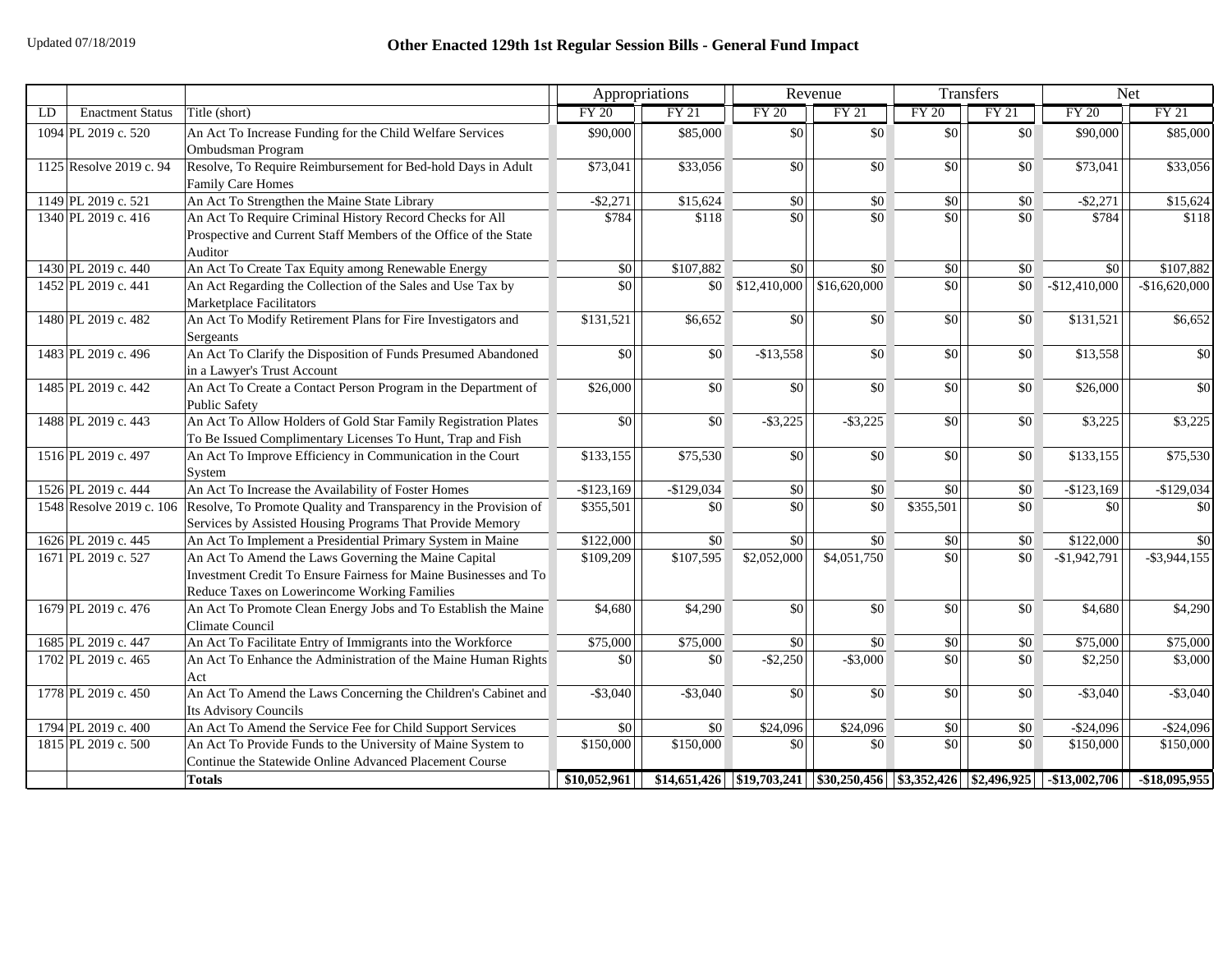Updated 07/18/2019

# Other Enacted 129th 1st Regular Session Bills - General Fund Impact

| | | | Appropriations | | Revenue | | Transfers | | Net | |
|---|---|---|---|---|---|---|---|---|---|---|
| LD | Enactment Status | Title (short) | FY 20 | FY 21 | FY 20 | FY 21 | FY 20 | FY 21 | FY 20 | FY 21 |
| 1094 | PL 2019 c. 520 | An Act To Increase Funding for the Child Welfare Services Ombudsman Program | $90,000 | $85,000 | $0 | $0 | $0 | $0 | $90,000 | $85,000 |
| 1125 | Resolve 2019 c. 94 | Resolve, To Require Reimbursement for Bed-hold Days in Adult Family Care Homes | $73,041 | $33,056 | $0 | $0 | $0 | $0 | $73,041 | $33,056 |
| 1149 | PL 2019 c. 521 | An Act To Strengthen the Maine State Library | -$2,271 | $15,624 | $0 | $0 | $0 | $0 | -$2,271 | $15,624 |
| 1340 | PL 2019 c. 416 | An Act To Require Criminal History Record Checks for All Prospective and Current Staff Members of the Office of the State Auditor | $784 | $118 | $0 | $0 | $0 | $0 | $784 | $118 |
| 1430 | PL 2019 c. 440 | An Act To Create Tax Equity among Renewable Energy | $0 | $107,882 | $0 | $0 | $0 | $0 | $0 | $107,882 |
| 1452 | PL 2019 c. 441 | An Act Regarding the Collection of the Sales and Use Tax by Marketplace Facilitators | $0 | $0 | $12,410,000 | $16,620,000 | $0 | $0 | -$12,410,000 | -$16,620,000 |
| 1480 | PL 2019 c. 482 | An Act To Modify Retirement Plans for Fire Investigators and Sergeants | $131,521 | $6,652 | $0 | $0 | $0 | $0 | $131,521 | $6,652 |
| 1483 | PL 2019 c. 496 | An Act To Clarify the Disposition of Funds Presumed Abandoned in a Lawyer's Trust Account | $0 | $0 | -$13,558 | $0 | $0 | $0 | $13,558 | $0 |
| 1485 | PL 2019 c. 442 | An Act To Create a Contact Person Program in the Department of Public Safety | $26,000 | $0 | $0 | $0 | $0 | $0 | $26,000 | $0 |
| 1488 | PL 2019 c. 443 | An Act To Allow Holders of Gold Star Family Registration Plates To Be Issued Complimentary Licenses To Hunt, Trap and Fish | $0 | $0 | -$3,225 | -$3,225 | $0 | $0 | $3,225 | $3,225 |
| 1516 | PL 2019 c. 497 | An Act To Improve Efficiency in Communication in the Court System | $133,155 | $75,530 | $0 | $0 | $0 | $0 | $133,155 | $75,530 |
| 1526 | PL 2019 c. 444 | An Act To Increase the Availability of Foster Homes | -$123,169 | -$129,034 | $0 | $0 | $0 | $0 | -$123,169 | -$129,034 |
| 1548 | Resolve 2019 c. 106 | Resolve, To Promote Quality and Transparency in the Provision of Services by Assisted Housing Programs That Provide Memory | $355,501 | $0 | $0 | $0 | $355,501 | $0 | $0 | $0 |
| 1626 | PL 2019 c. 445 | An Act To Implement a Presidential Primary System in Maine | $122,000 | $0 | $0 | $0 | $0 | $0 | $122,000 | $0 |
| 1671 | PL 2019 c. 527 | An Act To Amend the Laws Governing the Maine Capital Investment Credit To Ensure Fairness for Maine Businesses and To Reduce Taxes on Lowerincome Working Families | $109,209 | $107,595 | $2,052,000 | $4,051,750 | $0 | $0 | -$1,942,791 | -$3,944,155 |
| 1679 | PL 2019 c. 476 | An Act To Promote Clean Energy Jobs and To Establish the Maine Climate Council | $4,680 | $4,290 | $0 | $0 | $0 | $0 | $4,680 | $4,290 |
| 1685 | PL 2019 c. 447 | An Act To Facilitate Entry of Immigrants into the Workforce | $75,000 | $75,000 | $0 | $0 | $0 | $0 | $75,000 | $75,000 |
| 1702 | PL 2019 c. 465 | An Act To Enhance the Administration of the Maine Human Rights Act | $0 | $0 | -$2,250 | -$3,000 | $0 | $0 | $2,250 | $3,000 |
| 1778 | PL 2019 c. 450 | An Act To Amend the Laws Concerning the Children's Cabinet and Its Advisory Councils | -$3,040 | -$3,040 | $0 | $0 | $0 | $0 | -$3,040 | -$3,040 |
| 1794 | PL 2019 c. 400 | An Act To Amend the Service Fee for Child Support Services | $0 | $0 | $24,096 | $24,096 | $0 | $0 | -$24,096 | -$24,096 |
| 1815 | PL 2019 c. 500 | An Act To Provide Funds to the University of Maine System to Continue the Statewide Online Advanced Placement Course | $150,000 | $150,000 | $0 | $0 | $0 | $0 | $150,000 | $150,000 |
| | | **Totals** | **$10,052,961** | **$14,651,426** | **$19,703,241** | **$30,250,456** | **$3,352,426** | **$2,496,925** | **-$13,002,706** | **-$18,095,955** |